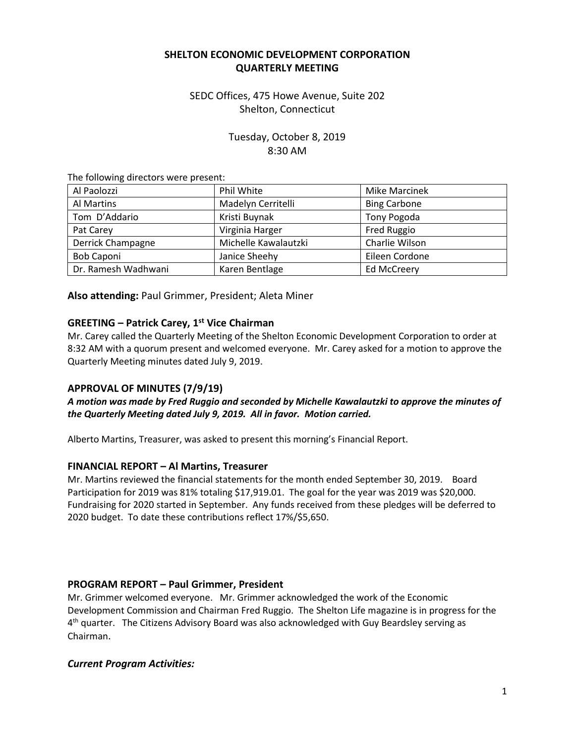# SHELTON ECONOMIC DEVELOPMENT CORPORATION
# QUARTERLY MEETING

SEDC Offices, 475 Howe Avenue, Suite 202
Shelton, Connecticut

Tuesday, October 8, 2019
8:30 AM

The following directors were present:

| | | |
|---|---|---|
| Al Paolozzi | Phil White | Mike Marcinek |
| Al Martins | Madelyn Cerritelli | Bing Carbone |
| Tom D'Addario | Kristi Buynak | Tony Pogoda |
| Pat Carey | Virginia Harger | Fred Ruggio |
| Derrick Champagne | Michelle Kawalautzki | Charlie Wilson |
| Bob Caponi | Janice Sheehy | Eileen Cordone |
| Dr. Ramesh Wadhwani | Karen Bentlage | Ed McCreery |

**Also attending:** Paul Grimmer, President; Aleta Miner

## GREETING – Patrick Carey, 1st Vice Chairman

Mr. Carey called the Quarterly Meeting of the Shelton Economic Development Corporation to order at 8:32 AM with a quorum present and welcomed everyone. Mr. Carey asked for a motion to approve the Quarterly Meeting minutes dated July 9, 2019.

## APPROVAL OF MINUTES (7/9/19)

***A motion was made by Fred Ruggio and seconded by Michelle Kawalautzki to approve the minutes of the Quarterly Meeting dated July 9, 2019. All in favor. Motion carried.***

Alberto Martins, Treasurer, was asked to present this morning's Financial Report.

## FINANCIAL REPORT – Al Martins, Treasurer

Mr. Martins reviewed the financial statements for the month ended September 30, 2019. Board Participation for 2019 was 81% totaling $17,919.01. The goal for the year was 2019 was $20,000. Fundraising for 2020 started in September. Any funds received from these pledges will be deferred to 2020 budget. To date these contributions reflect 17%/$5,650.

## PROGRAM REPORT – Paul Grimmer, President

Mr. Grimmer welcomed everyone. Mr. Grimmer acknowledged the work of the Economic Development Commission and Chairman Fred Ruggio. The Shelton Life magazine is in progress for the 4th quarter. The Citizens Advisory Board was also acknowledged with Guy Beardsley serving as Chairman.

### *Current Program Activities:*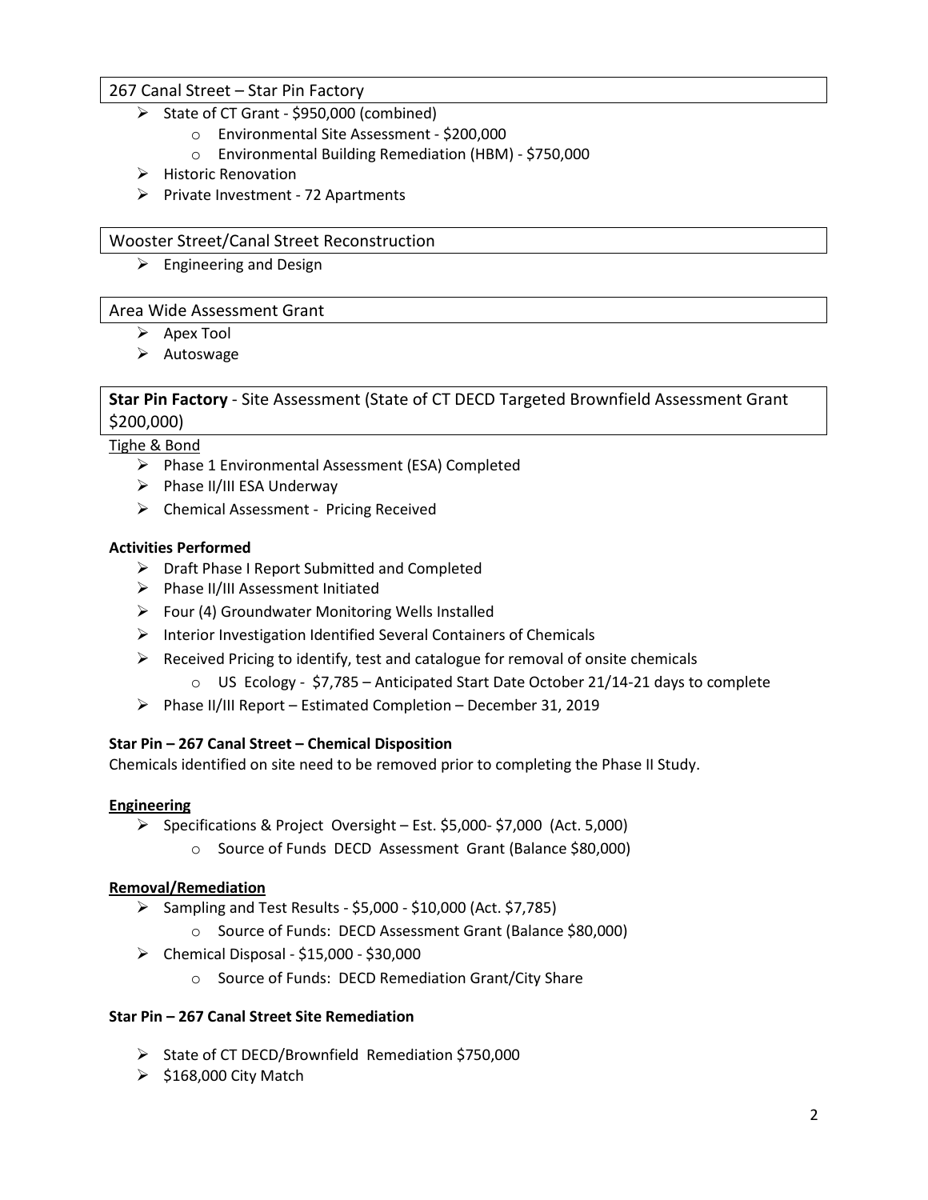## 267 Canal Street – Star Pin Factory

- State of CT Grant - $950,000 (combined)
  - Environmental Site Assessment - $200,000
  - Environmental Building Remediation (HBM) - $750,000
- Historic Renovation
- Private Investment - 72 Apartments

## Wooster Street/Canal Street Reconstruction

- Engineering and Design

## Area Wide Assessment Grant

- Apex Tool
- Autoswage

## **Star Pin Factory** - Site Assessment (State of CT DECD Targeted Brownfield Assessment Grant $200,000)

Tighe & Bond

- Phase 1 Environmental Assessment (ESA) Completed
- Phase II/III ESA Underway
- Chemical Assessment - Pricing Received

**Activities Performed**

- Draft Phase I Report Submitted and Completed
- Phase II/III Assessment Initiated
- Four (4) Groundwater Monitoring Wells Installed
- Interior Investigation Identified Several Containers of Chemicals
- Received Pricing to identify, test and catalogue for removal of onsite chemicals
  - US Ecology - $7,785 – Anticipated Start Date October 21/14-21 days to complete
- Phase II/III Report – Estimated Completion – December 31, 2019

**Star Pin – 267 Canal Street – Chemical Disposition**

Chemicals identified on site need to be removed prior to completing the Phase II Study.

**Engineering**

- Specifications & Project Oversight – Est. $5,000- $7,000 (Act. 5,000)
  - Source of Funds DECD Assessment Grant (Balance $80,000)

**Removal/Remediation**

- Sampling and Test Results - $5,000 - $10,000 (Act. $7,785)
  - Source of Funds: DECD Assessment Grant (Balance $80,000)
- Chemical Disposal - $15,000 - $30,000
  - Source of Funds: DECD Remediation Grant/City Share

**Star Pin – 267 Canal Street Site Remediation**

- State of CT DECD/Brownfield Remediation $750,000
- $168,000 City Match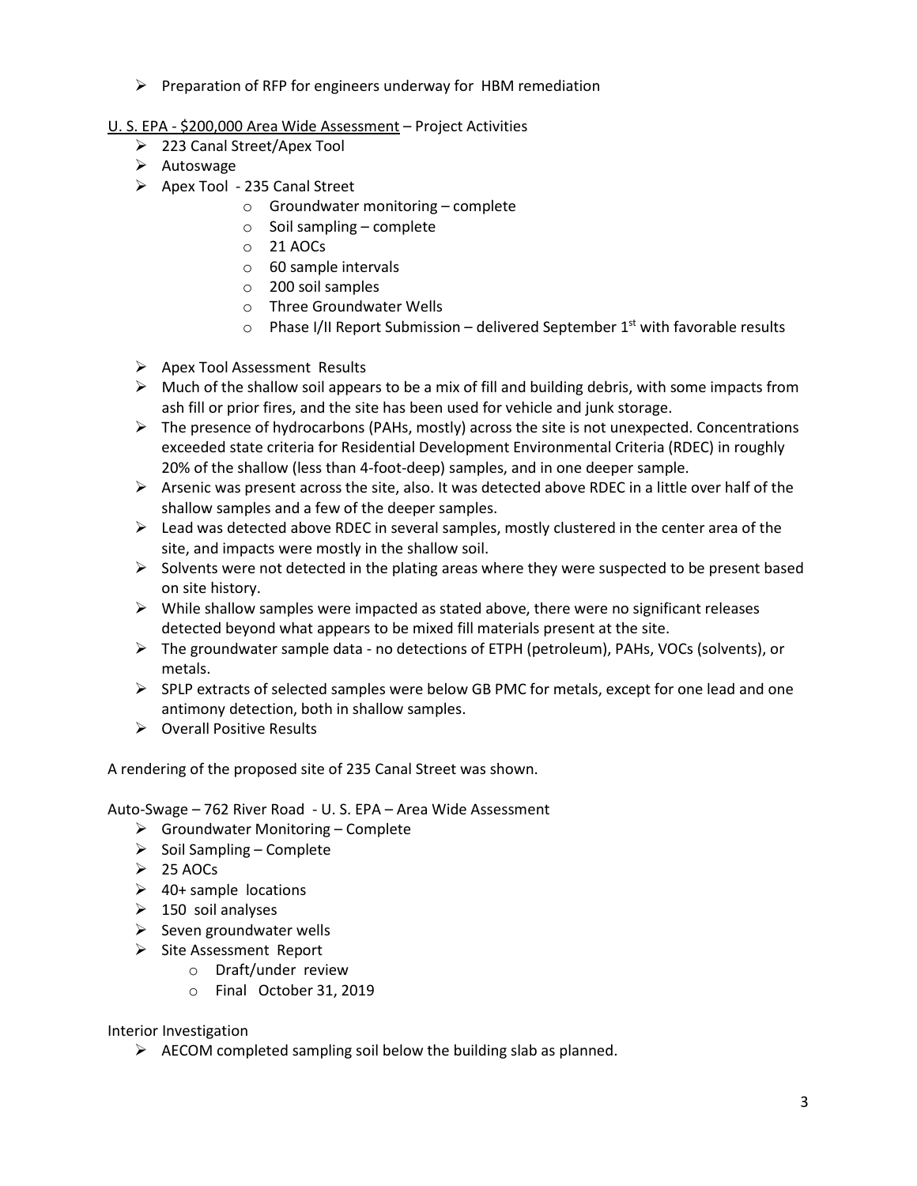- Preparation of RFP for engineers underway for HBM remediation

U. S. EPA - $200,000 Area Wide Assessment – Project Activities

- 223 Canal Street/Apex Tool
- Autoswage
- Apex Tool - 235 Canal Street
    - Groundwater monitoring – complete
    - Soil sampling – complete
    - 21 AOCs
    - 60 sample intervals
    - 200 soil samples
    - Three Groundwater Wells
    - Phase I/II Report Submission – delivered September 1st with favorable results

- Apex Tool Assessment Results
- Much of the shallow soil appears to be a mix of fill and building debris, with some impacts from ash fill or prior fires, and the site has been used for vehicle and junk storage.
- The presence of hydrocarbons (PAHs, mostly) across the site is not unexpected. Concentrations exceeded state criteria for Residential Development Environmental Criteria (RDEC) in roughly 20% of the shallow (less than 4-foot-deep) samples, and in one deeper sample.
- Arsenic was present across the site, also. It was detected above RDEC in a little over half of the shallow samples and a few of the deeper samples.
- Lead was detected above RDEC in several samples, mostly clustered in the center area of the site, and impacts were mostly in the shallow soil.
- Solvents were not detected in the plating areas where they were suspected to be present based on site history.
- While shallow samples were impacted as stated above, there were no significant releases detected beyond what appears to be mixed fill materials present at the site.
- The groundwater sample data - no detections of ETPH (petroleum), PAHs, VOCs (solvents), or metals.
- SPLP extracts of selected samples were below GB PMC for metals, except for one lead and one antimony detection, both in shallow samples.
- Overall Positive Results

A rendering of the proposed site of 235 Canal Street was shown.

Auto-Swage – 762 River Road - U. S. EPA – Area Wide Assessment

- Groundwater Monitoring – Complete
- Soil Sampling – Complete
- 25 AOCs
- 40+ sample locations
- 150 soil analyses
- Seven groundwater wells
- Site Assessment Report
    - Draft/under review
    - Final October 31, 2019

Interior Investigation

- AECOM completed sampling soil below the building slab as planned.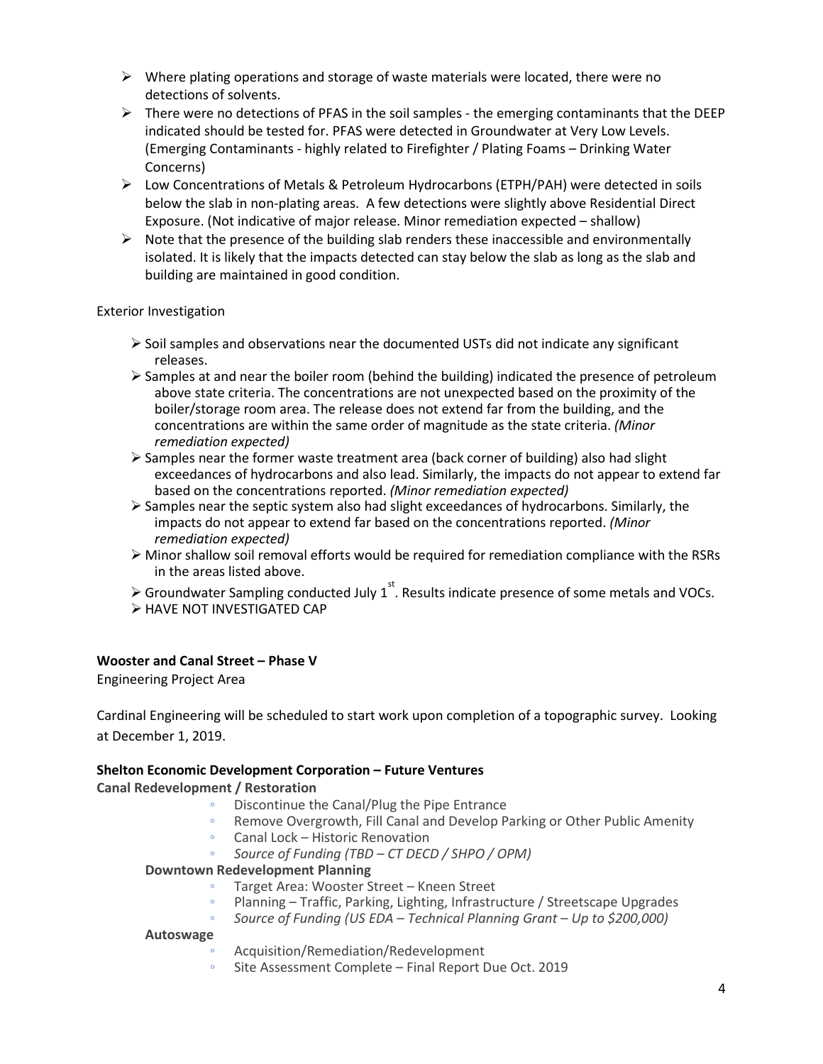- Where plating operations and storage of waste materials were located, there were no detections of solvents.
- There were no detections of PFAS in the soil samples - the emerging contaminants that the DEEP indicated should be tested for. PFAS were detected in Groundwater at Very Low Levels. (Emerging Contaminants - highly related to Firefighter / Plating Foams – Drinking Water Concerns)
- Low Concentrations of Metals & Petroleum Hydrocarbons (ETPH/PAH) were detected in soils below the slab in non-plating areas. A few detections were slightly above Residential Direct Exposure. (Not indicative of major release. Minor remediation expected – shallow)
- Note that the presence of the building slab renders these inaccessible and environmentally isolated. It is likely that the impacts detected can stay below the slab as long as the slab and building are maintained in good condition.

Exterior Investigation

- Soil samples and observations near the documented USTs did not indicate any significant releases.
- Samples at and near the boiler room (behind the building) indicated the presence of petroleum above state criteria. The concentrations are not unexpected based on the proximity of the boiler/storage room area. The release does not extend far from the building, and the concentrations are within the same order of magnitude as the state criteria. *(Minor remediation expected)*
- Samples near the former waste treatment area (back corner of building) also had slight exceedances of hydrocarbons and also lead. Similarly, the impacts do not appear to extend far based on the concentrations reported. *(Minor remediation expected)*
- Samples near the septic system also had slight exceedances of hydrocarbons. Similarly, the impacts do not appear to extend far based on the concentrations reported. *(Minor remediation expected)*
- Minor shallow soil removal efforts would be required for remediation compliance with the RSRs in the areas listed above.
- Groundwater Sampling conducted July 1st. Results indicate presence of some metals and VOCs.
- HAVE NOT INVESTIGATED CAP

**Wooster and Canal Street – Phase V**

Engineering Project Area

Cardinal Engineering will be scheduled to start work upon completion of a topographic survey. Looking at December 1, 2019.

**Shelton Economic Development Corporation – Future Ventures**

**Canal Redevelopment / Restoration**

- Discontinue the Canal/Plug the Pipe Entrance
- Remove Overgrowth, Fill Canal and Develop Parking or Other Public Amenity
- Canal Lock – Historic Renovation
- *Source of Funding (TBD – CT DECD / SHPO / OPM)*

**Downtown Redevelopment Planning**

- Target Area: Wooster Street – Kneen Street
- Planning – Traffic, Parking, Lighting, Infrastructure / Streetscape Upgrades
- *Source of Funding (US EDA – Technical Planning Grant – Up to $200,000)*

**Autoswage**

- Acquisition/Remediation/Redevelopment
- Site Assessment Complete – Final Report Due Oct. 2019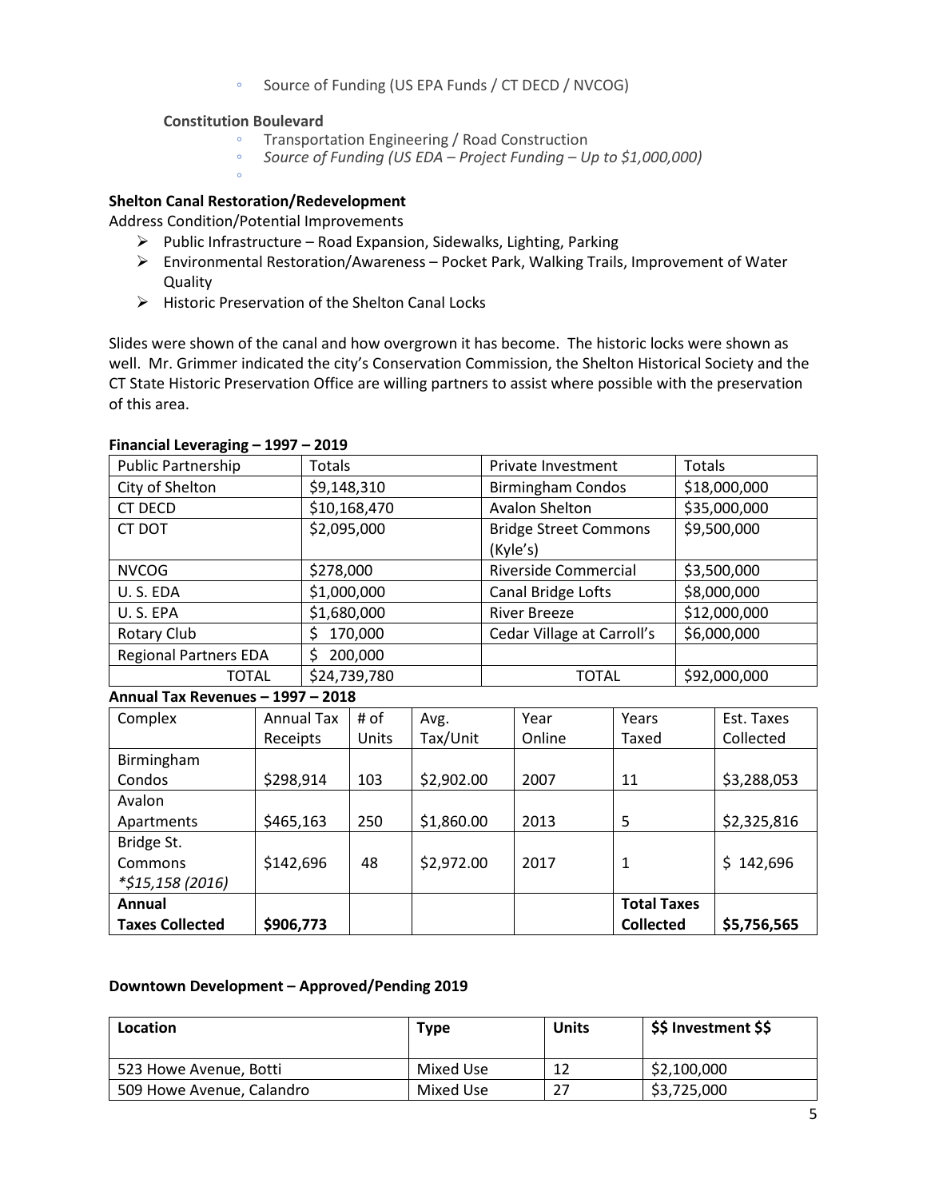- Source of Funding (US EPA Funds / CT DECD / NVCOG)

**Constitution Boulevard**

- Transportation Engineering / Road Construction
- *Source of Funding (US EDA – Project Funding – Up to $1,000,000)*

**Shelton Canal Restoration/Redevelopment**

Address Condition/Potential Improvements

- Public Infrastructure – Road Expansion, Sidewalks, Lighting, Parking
- Environmental Restoration/Awareness – Pocket Park, Walking Trails, Improvement of Water Quality
- Historic Preservation of the Shelton Canal Locks

Slides were shown of the canal and how overgrown it has become. The historic locks were shown as well. Mr. Grimmer indicated the city's Conservation Commission, the Shelton Historical Society and the CT State Historic Preservation Office are willing partners to assist where possible with the preservation of this area.

**Financial Leveraging – 1997 – 2019**

| Public Partnership | Totals | Private Investment | Totals |
|---|---|---|---|
| City of Shelton | $9,148,310 | Birmingham Condos | $18,000,000 |
| CT DECD | $10,168,470 | Avalon Shelton | $35,000,000 |
| CT DOT | $2,095,000 | Bridge Street Commons (Kyle's) | $9,500,000 |
| NVCOG | $278,000 | Riverside Commercial | $3,500,000 |
| U. S. EDA | $1,000,000 | Canal Bridge Lofts | $8,000,000 |
| U. S. EPA | $1,680,000 | River Breeze | $12,000,000 |
| Rotary Club | $ 170,000 | Cedar Village at Carroll's | $6,000,000 |
| Regional Partners EDA | $ 200,000 | | |
| TOTAL | $24,739,780 | TOTAL | $92,000,000 |

**Annual Tax Revenues – 1997 – 2018**

| Complex | Annual Tax Receipts | # of Units | Avg. Tax/Unit | Year Online | Years Taxed | Est. Taxes Collected |
|---|---|---|---|---|---|---|
| Birmingham Condos | $298,914 | 103 | $2,902.00 | 2007 | 11 | $3,288,053 |
| Avalon Apartments | $465,163 | 250 | $1,860.00 | 2013 | 5 | $2,325,816 |
| Bridge St. Commons *$15,158 (2016)* | $142,696 | 48 | $2,972.00 | 2017 | 1 | $ 142,696 |
| **Annual Taxes Collected** | **$906,773** | | | | **Total Taxes Collected** | **$5,756,565** |

**Downtown Development – Approved/Pending 2019**

| **Location** | **Type** | **Units** | **$$ Investment $$** |
|---|---|---|---|
| 523 Howe Avenue, Botti | Mixed Use | 12 | $2,100,000 |
| 509 Howe Avenue, Calandro | Mixed Use | 27 | $3,725,000 |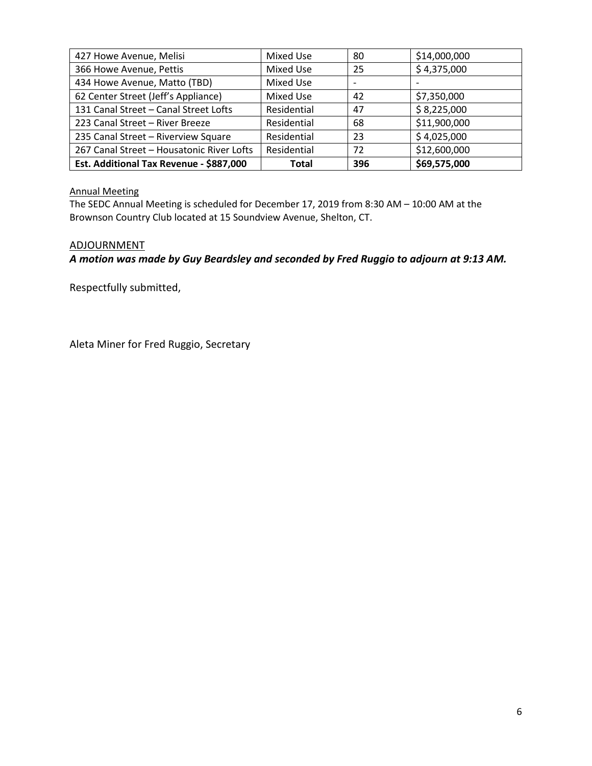| | | | |
|---|---|---|---|
| 427 Howe Avenue, Melisi | Mixed Use | 80 | $14,000,000 |
| 366 Howe Avenue, Pettis | Mixed Use | 25 | $ 4,375,000 |
| 434 Howe Avenue, Matto (TBD) | Mixed Use | - | - |
| 62 Center Street (Jeff's Appliance) | Mixed Use | 42 | $7,350,000 |
| 131 Canal Street – Canal Street Lofts | Residential | 47 | $ 8,225,000 |
| 223 Canal Street – River Breeze | Residential | 68 | $11,900,000 |
| 235 Canal Street – Riverview Square | Residential | 23 | $ 4,025,000 |
| 267 Canal Street – Housatonic River Lofts | Residential | 72 | $12,600,000 |
| **Est. Additional Tax Revenue - $887,000** | **Total** | **396** | **$69,575,000** |

Annual Meeting

The SEDC Annual Meeting is scheduled for December 17, 2019 from 8:30 AM – 10:00 AM at the Brownson Country Club located at 15 Soundview Avenue, Shelton, CT.

## ADJOURNMENT

***A motion was made by Guy Beardsley and seconded by Fred Ruggio to adjourn at 9:13 AM.***

Respectfully submitted,

Aleta Miner for Fred Ruggio, Secretary